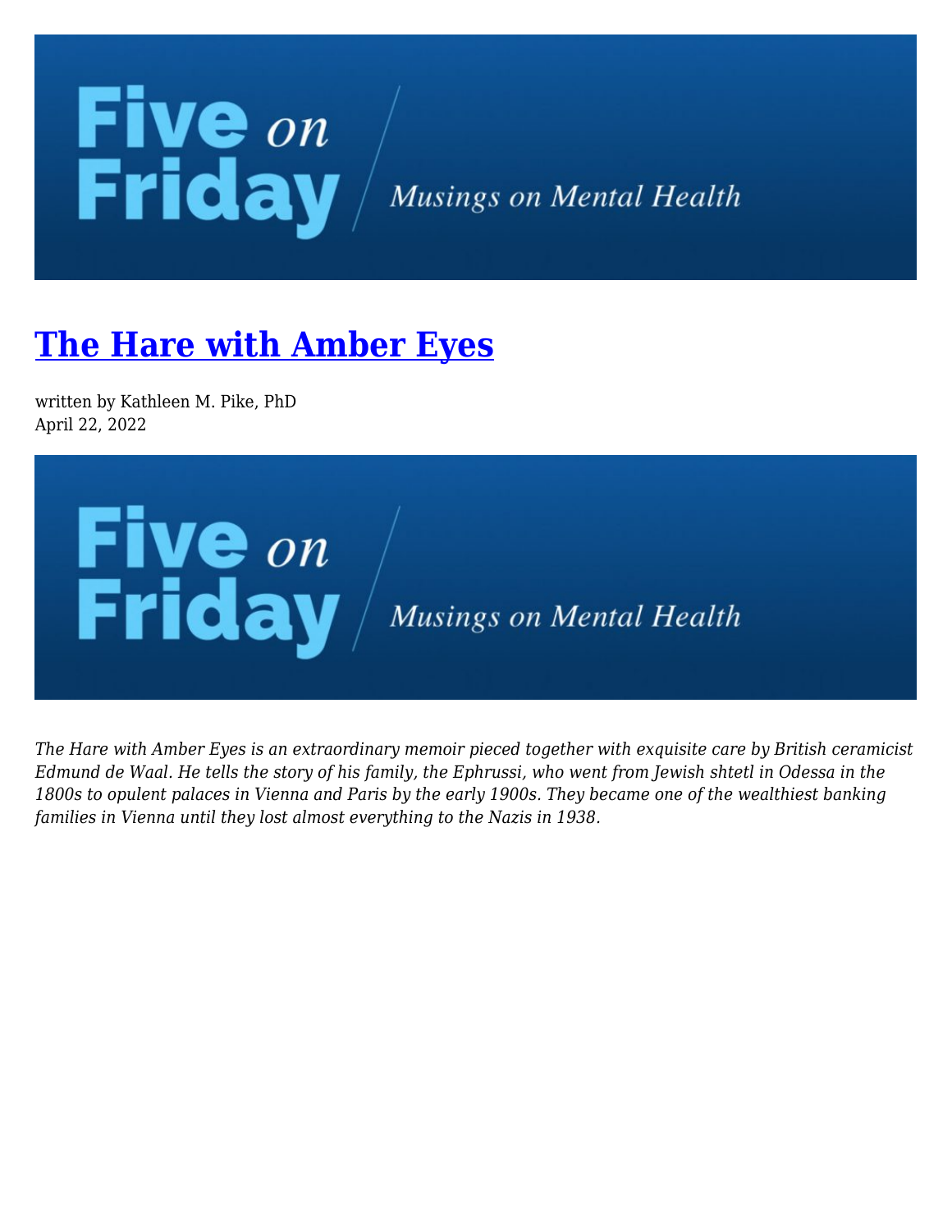# The Hare with Amber Eyes

written by Kathleen M. Pike, PhD
April 22, 2022

*The Hare with Amber Eyes is an extraordinary memoir pieced together with exquisite care by British ceramicist Edmund de Waal. He tells the story of his family, the Ephrussi, who went from Jewish shtetl in Odessa in the 1800s to opulent palaces in Vienna and Paris by the early 1900s. They became one of the wealthiest banking families in Vienna until they lost almost everything to the Nazis in 1938.*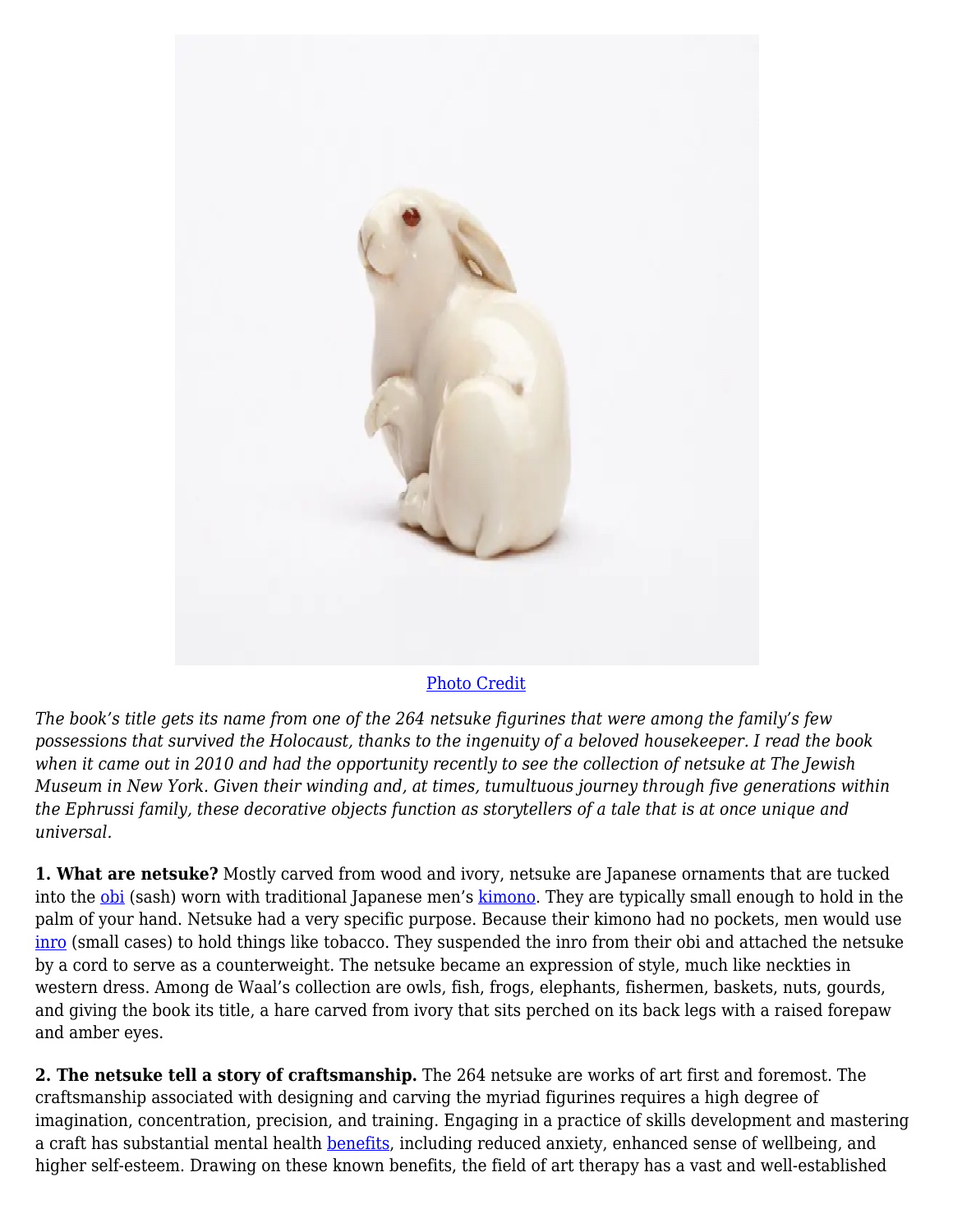Photo Credit

*The book's title gets its name from one of the 264 netsuke figurines that were among the family's few possessions that survived the Holocaust, thanks to the ingenuity of a beloved housekeeper. I read the book when it came out in 2010 and had the opportunity recently to see the collection of netsuke at The Jewish Museum in New York. Given their winding and, at times, tumultuous journey through five generations within the Ephrussi family, these decorative objects function as storytellers of a tale that is at once unique and universal.*

**1. What are netsuke?** Mostly carved from wood and ivory, netsuke are Japanese ornaments that are tucked into the obi (sash) worn with traditional Japanese men's kimono. They are typically small enough to hold in the palm of your hand. Netsuke had a very specific purpose. Because their kimono had no pockets, men would use inro (small cases) to hold things like tobacco. They suspended the inro from their obi and attached the netsuke by a cord to serve as a counterweight. The netsuke became an expression of style, much like neckties in western dress. Among de Waal's collection are owls, fish, frogs, elephants, fishermen, baskets, nuts, gourds, and giving the book its title, a hare carved from ivory that sits perched on its back legs with a raised forepaw and amber eyes.

**2. The netsuke tell a story of craftsmanship.** The 264 netsuke are works of art first and foremost. The craftsmanship associated with designing and carving the myriad figurines requires a high degree of imagination, concentration, precision, and training. Engaging in a practice of skills development and mastering a craft has substantial mental health benefits, including reduced anxiety, enhanced sense of wellbeing, and higher self-esteem. Drawing on these known benefits, the field of art therapy has a vast and well-established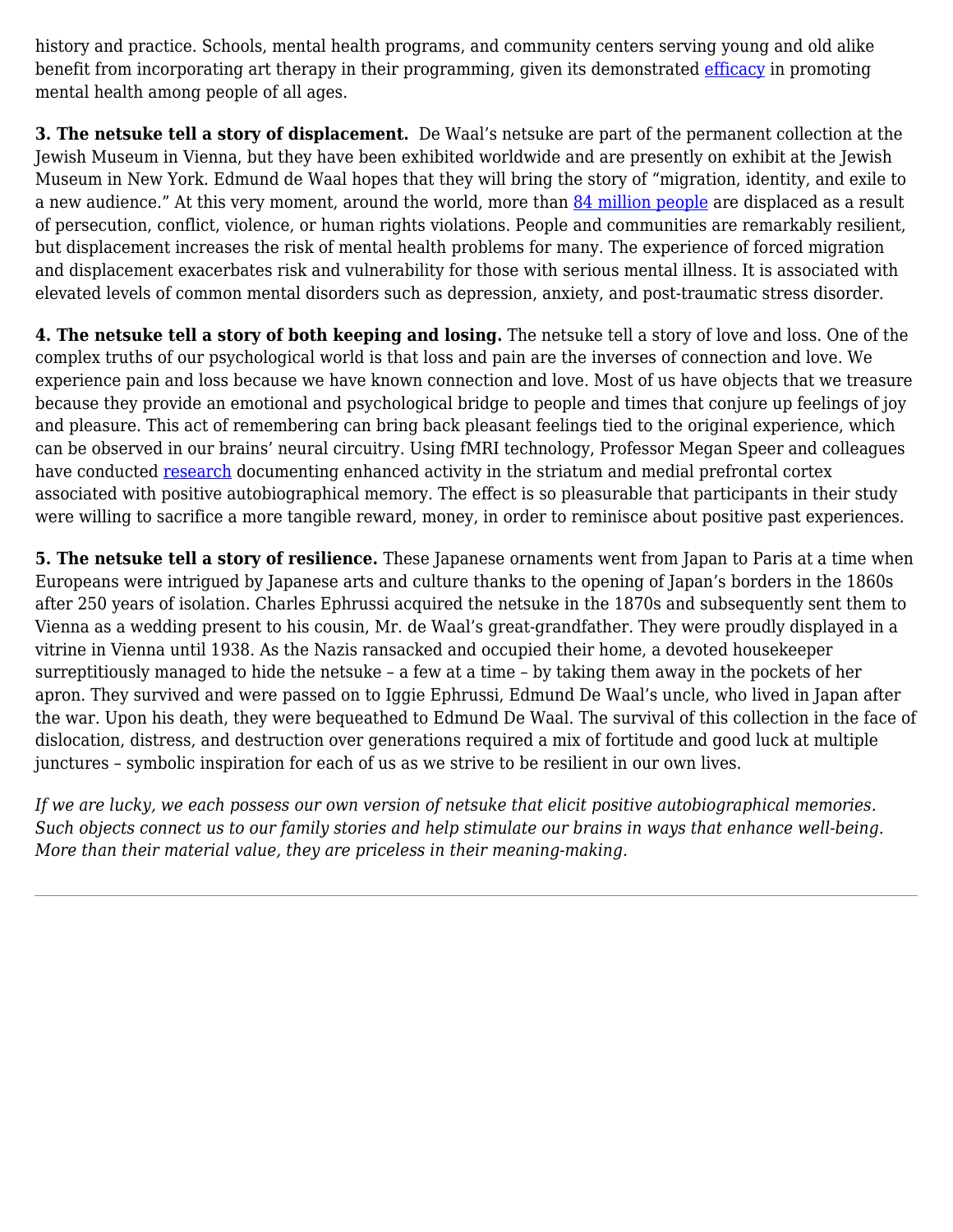history and practice. Schools, mental health programs, and community centers serving young and old alike benefit from incorporating art therapy in their programming, given its demonstrated efficacy in promoting mental health among people of all ages.

**3. The netsuke tell a story of displacement.** De Waal's netsuke are part of the permanent collection at the Jewish Museum in Vienna, but they have been exhibited worldwide and are presently on exhibit at the Jewish Museum in New York. Edmund de Waal hopes that they will bring the story of "migration, identity, and exile to a new audience." At this very moment, around the world, more than 84 million people are displaced as a result of persecution, conflict, violence, or human rights violations. People and communities are remarkably resilient, but displacement increases the risk of mental health problems for many. The experience of forced migration and displacement exacerbates risk and vulnerability for those with serious mental illness. It is associated with elevated levels of common mental disorders such as depression, anxiety, and post-traumatic stress disorder.

**4. The netsuke tell a story of both keeping and losing.** The netsuke tell a story of love and loss. One of the complex truths of our psychological world is that loss and pain are the inverses of connection and love. We experience pain and loss because we have known connection and love. Most of us have objects that we treasure because they provide an emotional and psychological bridge to people and times that conjure up feelings of joy and pleasure. This act of remembering can bring back pleasant feelings tied to the original experience, which can be observed in our brains' neural circuitry. Using fMRI technology, Professor Megan Speer and colleagues have conducted research documenting enhanced activity in the striatum and medial prefrontal cortex associated with positive autobiographical memory. The effect is so pleasurable that participants in their study were willing to sacrifice a more tangible reward, money, in order to reminisce about positive past experiences.

**5. The netsuke tell a story of resilience.** These Japanese ornaments went from Japan to Paris at a time when Europeans were intrigued by Japanese arts and culture thanks to the opening of Japan's borders in the 1860s after 250 years of isolation. Charles Ephrussi acquired the netsuke in the 1870s and subsequently sent them to Vienna as a wedding present to his cousin, Mr. de Waal's great-grandfather. They were proudly displayed in a vitrine in Vienna until 1938. As the Nazis ransacked and occupied their home, a devoted housekeeper surreptitiously managed to hide the netsuke – a few at a time – by taking them away in the pockets of her apron. They survived and were passed on to Iggie Ephrussi, Edmund De Waal's uncle, who lived in Japan after the war. Upon his death, they were bequeathed to Edmund De Waal. The survival of this collection in the face of dislocation, distress, and destruction over generations required a mix of fortitude and good luck at multiple junctures – symbolic inspiration for each of us as we strive to be resilient in our own lives.

*If we are lucky, we each possess our own version of netsuke that elicit positive autobiographical memories. Such objects connect us to our family stories and help stimulate our brains in ways that enhance well-being. More than their material value, they are priceless in their meaning-making.*

---